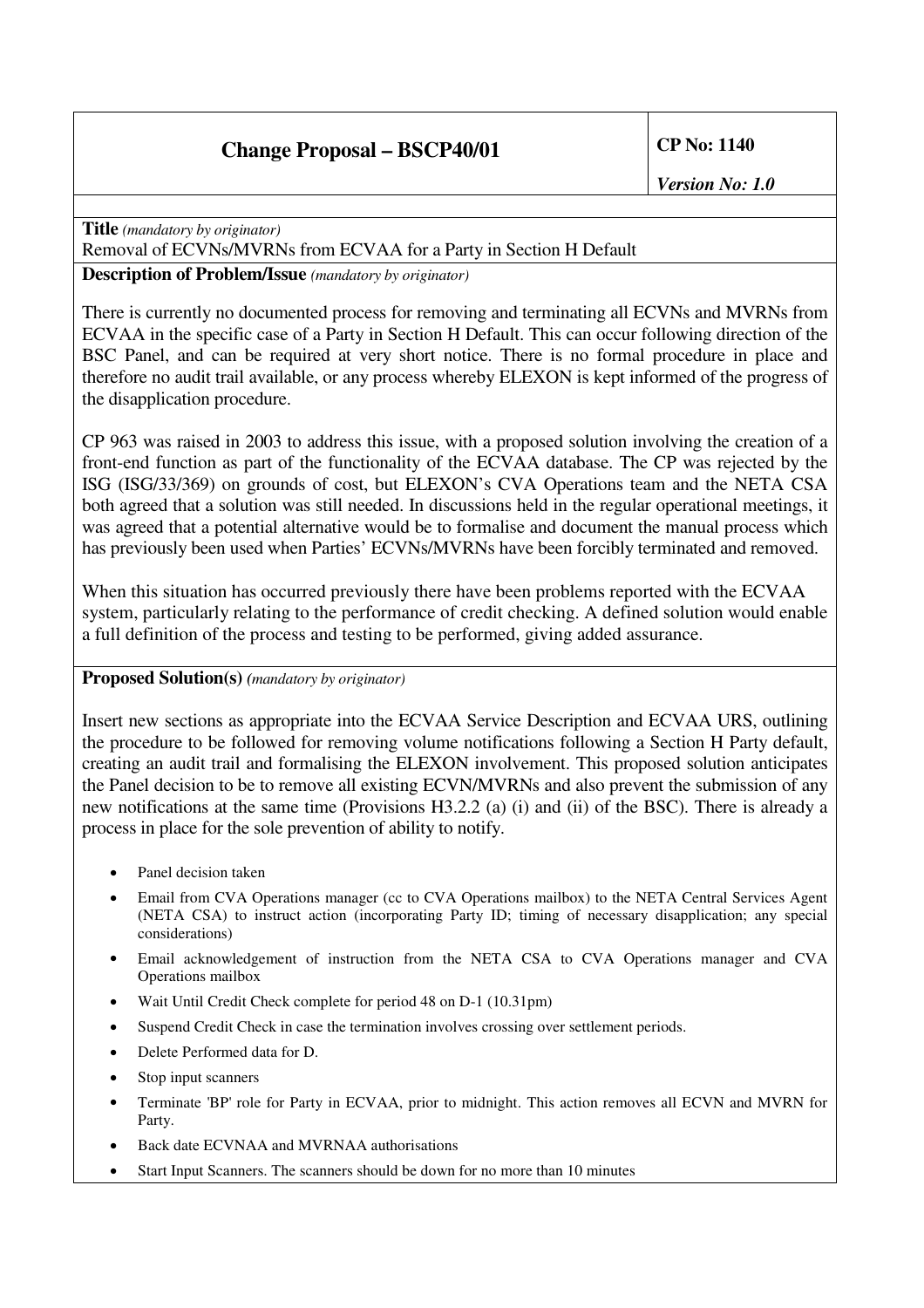| **Change Proposal – BSCP40/01** | **CP No: 1140** *Version No: 1.0* |
|---|---|

**Title** *(mandatory by originator)*

Removal of ECVNs/MVRNs from ECVAA for a Party in Section H Default

**Description of Problem/Issue** *(mandatory by originator)*

There is currently no documented process for removing and terminating all ECVNs and MVRNs from ECVAA in the specific case of a Party in Section H Default. This can occur following direction of the BSC Panel, and can be required at very short notice. There is no formal procedure in place and therefore no audit trail available, or any process whereby ELEXON is kept informed of the progress of the disapplication procedure.

CP 963 was raised in 2003 to address this issue, with a proposed solution involving the creation of a front-end function as part of the functionality of the ECVAA database. The CP was rejected by the ISG (ISG/33/369) on grounds of cost, but ELEXON's CVA Operations team and the NETA CSA both agreed that a solution was still needed. In discussions held in the regular operational meetings, it was agreed that a potential alternative would be to formalise and document the manual process which has previously been used when Parties' ECVNs/MVRNs have been forcibly terminated and removed.

When this situation has occurred previously there have been problems reported with the ECVAA system, particularly relating to the performance of credit checking. A defined solution would enable a full definition of the process and testing to be performed, giving added assurance.

**Proposed Solution(s)** *(mandatory by originator)*

Insert new sections as appropriate into the ECVAA Service Description and ECVAA URS, outlining the procedure to be followed for removing volume notifications following a Section H Party default, creating an audit trail and formalising the ELEXON involvement. This proposed solution anticipates the Panel decision to be to remove all existing ECVN/MVRNs and also prevent the submission of any new notifications at the same time (Provisions H3.2.2 (a) (i) and (ii) of the BSC). There is already a process in place for the sole prevention of ability to notify.

- Panel decision taken
- Email from CVA Operations manager (cc to CVA Operations mailbox) to the NETA Central Services Agent (NETA CSA) to instruct action (incorporating Party ID; timing of necessary disapplication; any special considerations)
- Email acknowledgement of instruction from the NETA CSA to CVA Operations manager and CVA Operations mailbox
- Wait Until Credit Check complete for period 48 on D-1 (10.31pm)
- Suspend Credit Check in case the termination involves crossing over settlement periods.
- Delete Performed data for D.
- Stop input scanners
- Terminate 'BP' role for Party in ECVAA, prior to midnight. This action removes all ECVN and MVRN for Party.
- Back date ECVNAA and MVRNAA authorisations
- Start Input Scanners. The scanners should be down for no more than 10 minutes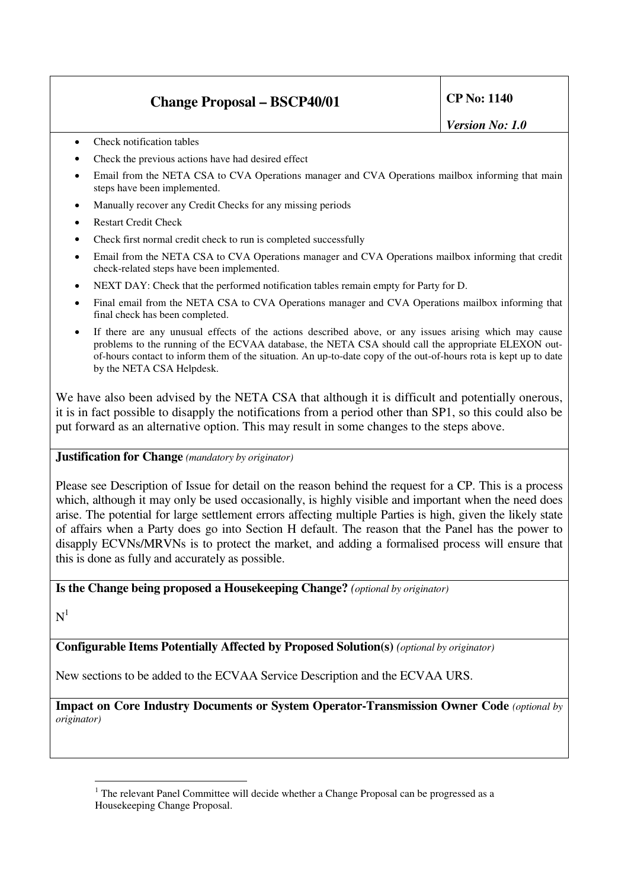- Check notification tables
- Check the previous actions have had desired effect
- Email from the NETA CSA to CVA Operations manager and CVA Operations mailbox informing that main steps have been implemented.
- Manually recover any Credit Checks for any missing periods
- Restart Credit Check
- Check first normal credit check to run is completed successfully
- Email from the NETA CSA to CVA Operations manager and CVA Operations mailbox informing that credit check-related steps have been implemented.
- NEXT DAY: Check that the performed notification tables remain empty for Party for D.
- Final email from the NETA CSA to CVA Operations manager and CVA Operations mailbox informing that final check has been completed.
- If there are any unusual effects of the actions described above, or any issues arising which may cause problems to the running of the ECVAA database, the NETA CSA should call the appropriate ELEXON out-of-hours contact to inform them of the situation. An up-to-date copy of the out-of-hours rota is kept up to date by the NETA CSA Helpdesk.

We have also been advised by the NETA CSA that although it is difficult and potentially onerous, it is in fact possible to disapply the notifications from a period other than SP1, so this could also be put forward as an alternative option. This may result in some changes to the steps above.

**Justification for Change** *(mandatory by originator)*

Please see Description of Issue for detail on the reason behind the request for a CP. This is a process which, although it may only be used occasionally, is highly visible and important when the need does arise. The potential for large settlement errors affecting multiple Parties is high, given the likely state of affairs when a Party does go into Section H default. The reason that the Panel has the power to disapply ECVNs/MRVNs is to protect the market, and adding a formalised process will ensure that this is done as fully and accurately as possible.

**Is the Change being proposed a Housekeeping Change?** *(optional by originator)*

N[1]

**Configurable Items Potentially Affected by Proposed Solution(s)** *(optional by originator)*

New sections to be added to the ECVAA Service Description and the ECVAA URS.

**Impact on Core Industry Documents or System Operator-Transmission Owner Code** *(optional by originator)*

[1] The relevant Panel Committee will decide whether a Change Proposal can be progressed as a Housekeeping Change Proposal.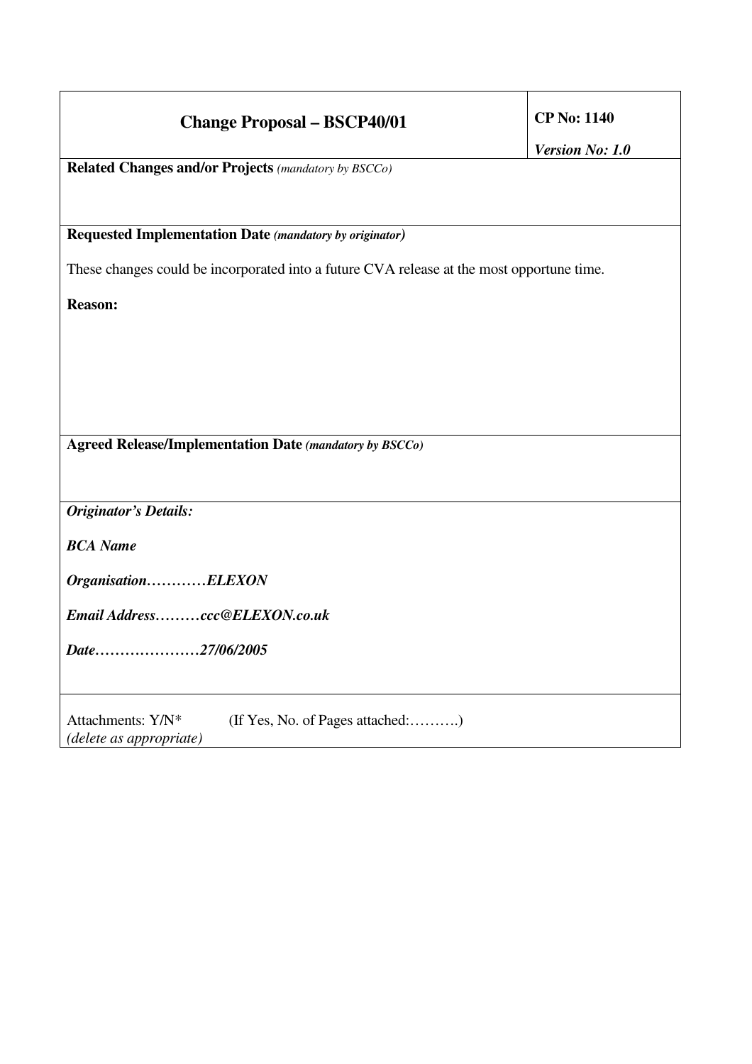| **Change Proposal – BSCP40/01** | **CP No: 1140**<br>***Version No: 1.0*** |
|---|---|

**Related Changes and/or Projects** *(mandatory by BSCCo)*

**Requested Implementation Date** ***(mandatory by originator)***

These changes could be incorporated into a future CVA release at the most opportune time.

**Reason:**

**Agreed Release/Implementation Date** ***(mandatory by BSCCo)***

***Originator's Details:***

***BCA Name***

***Organisation…………ELEXON***

***Email Address………ccc@ELEXON.co.uk***

***Date…………………27/06/2005***

Attachments: Y/N* (If Yes, No. of Pages attached:……….)
*(delete as appropriate)*